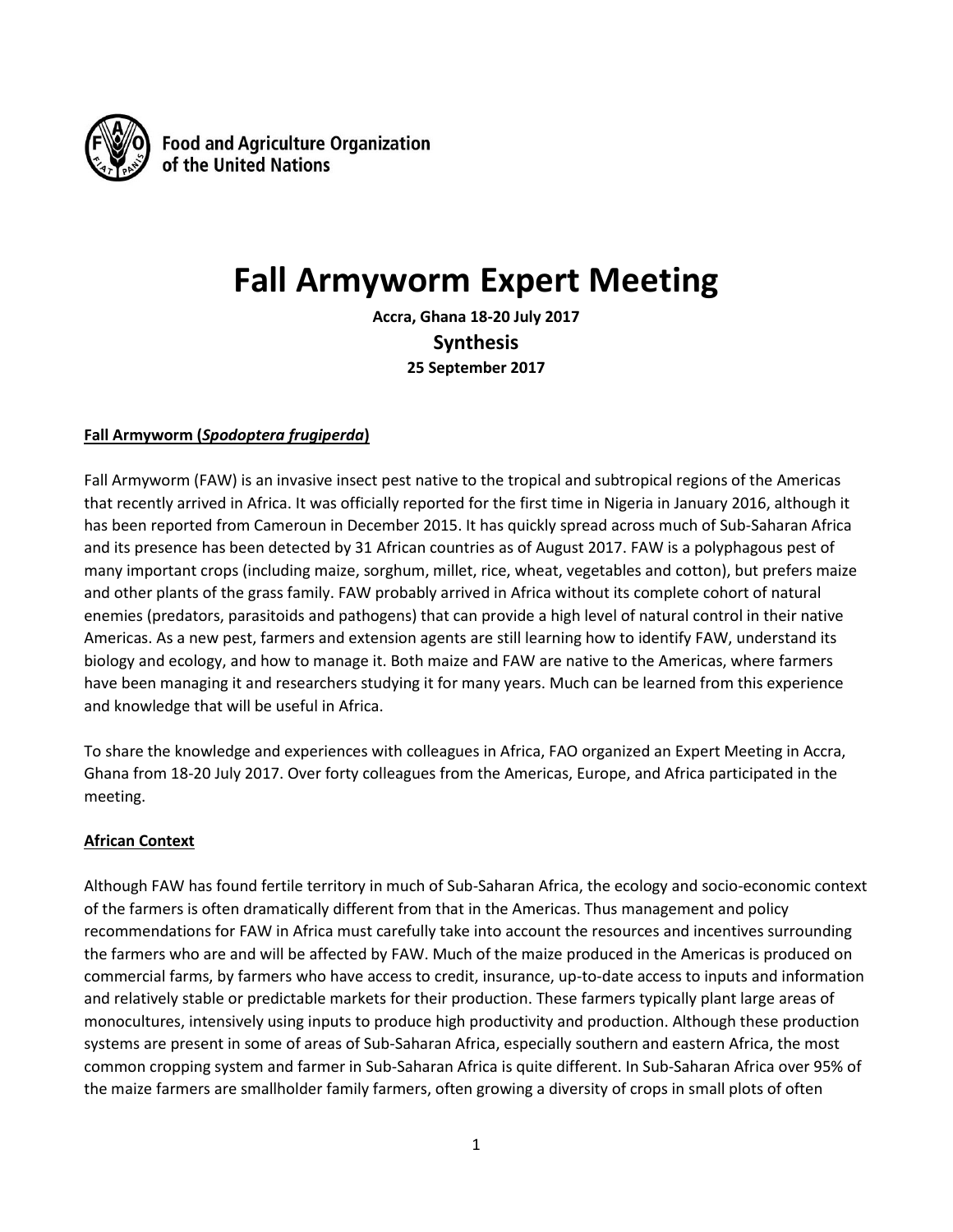Food and Agriculture Organization of the United Nations

# Fall Armyworm Expert Meeting

**Accra, Ghana 18-20 July 2017**

**Synthesis**

**25 September 2017**

## Fall Armyworm (*Spodoptera frugiperda*)

Fall Armyworm (FAW) is an invasive insect pest native to the tropical and subtropical regions of the Americas that recently arrived in Africa. It was officially reported for the first time in Nigeria in January 2016, although it has been reported from Cameroun in December 2015. It has quickly spread across much of Sub-Saharan Africa and its presence has been detected by 31 African countries as of August 2017. FAW is a polyphagous pest of many important crops (including maize, sorghum, millet, rice, wheat, vegetables and cotton), but prefers maize and other plants of the grass family. FAW probably arrived in Africa without its complete cohort of natural enemies (predators, parasitoids and pathogens) that can provide a high level of natural control in their native Americas. As a new pest, farmers and extension agents are still learning how to identify FAW, understand its biology and ecology, and how to manage it. Both maize and FAW are native to the Americas, where farmers have been managing it and researchers studying it for many years. Much can be learned from this experience and knowledge that will be useful in Africa.

To share the knowledge and experiences with colleagues in Africa, FAO organized an Expert Meeting in Accra, Ghana from 18-20 July 2017. Over forty colleagues from the Americas, Europe, and Africa participated in the meeting.

## African Context

Although FAW has found fertile territory in much of Sub-Saharan Africa, the ecology and socio-economic context of the farmers is often dramatically different from that in the Americas. Thus management and policy recommendations for FAW in Africa must carefully take into account the resources and incentives surrounding the farmers who are and will be affected by FAW. Much of the maize produced in the Americas is produced on commercial farms, by farmers who have access to credit, insurance, up-to-date access to inputs and information and relatively stable or predictable markets for their production. These farmers typically plant large areas of monocultures, intensively using inputs to produce high productivity and production. Although these production systems are present in some of areas of Sub-Saharan Africa, especially southern and eastern Africa, the most common cropping system and farmer in Sub-Saharan Africa is quite different. In Sub-Saharan Africa over 95% of the maize farmers are smallholder family farmers, often growing a diversity of crops in small plots of often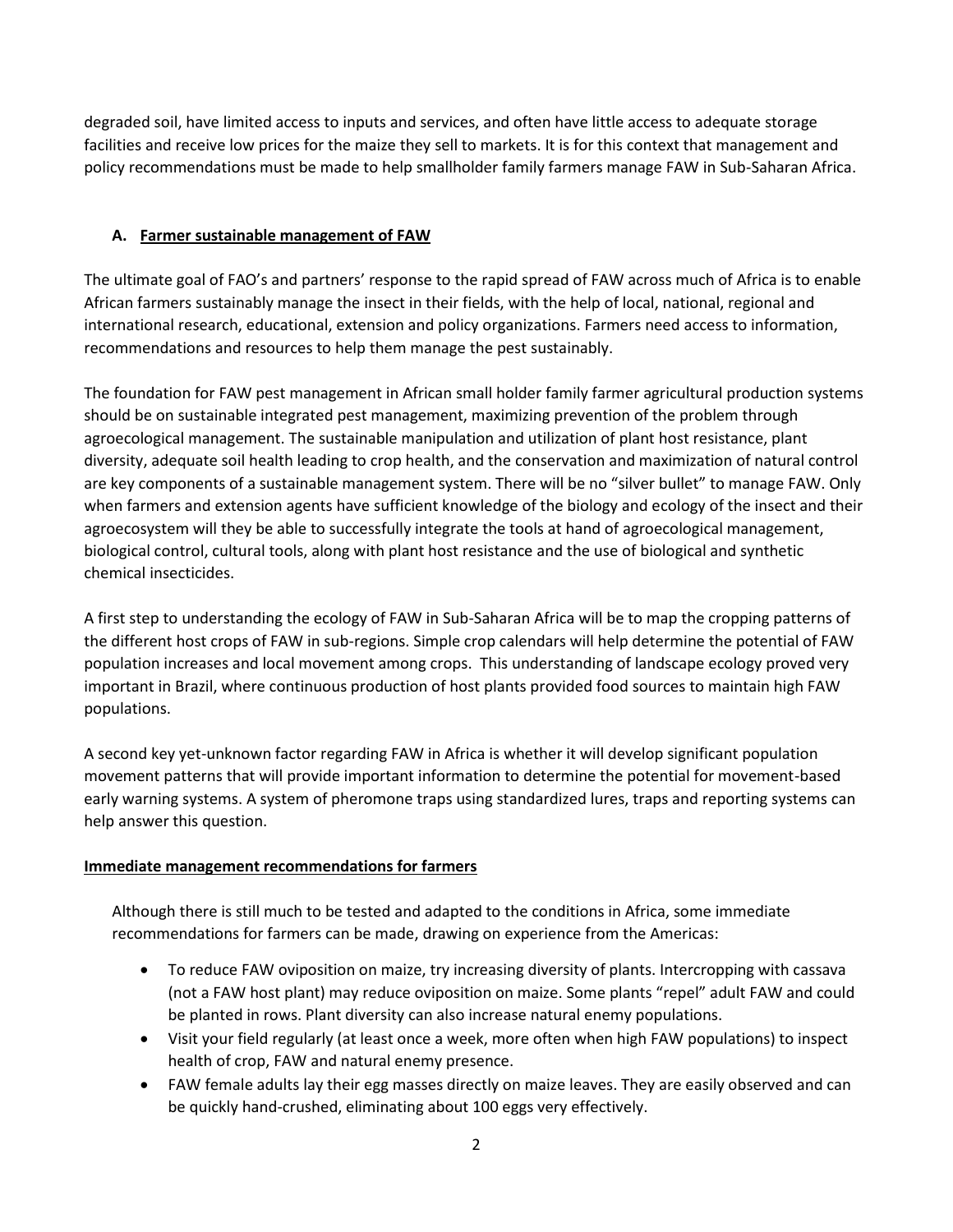degraded soil, have limited access to inputs and services, and often have little access to adequate storage facilities and receive low prices for the maize they sell to markets. It is for this context that management and policy recommendations must be made to help smallholder family farmers manage FAW in Sub-Saharan Africa.

## A. Farmer sustainable management of FAW

The ultimate goal of FAO's and partners' response to the rapid spread of FAW across much of Africa is to enable African farmers sustainably manage the insect in their fields, with the help of local, national, regional and international research, educational, extension and policy organizations. Farmers need access to information, recommendations and resources to help them manage the pest sustainably.

The foundation for FAW pest management in African small holder family farmer agricultural production systems should be on sustainable integrated pest management, maximizing prevention of the problem through agroecological management. The sustainable manipulation and utilization of plant host resistance, plant diversity, adequate soil health leading to crop health, and the conservation and maximization of natural control are key components of a sustainable management system. There will be no "silver bullet" to manage FAW. Only when farmers and extension agents have sufficient knowledge of the biology and ecology of the insect and their agroecosystem will they be able to successfully integrate the tools at hand of agroecological management, biological control, cultural tools, along with plant host resistance and the use of biological and synthetic chemical insecticides.

A first step to understanding the ecology of FAW in Sub-Saharan Africa will be to map the cropping patterns of the different host crops of FAW in sub-regions. Simple crop calendars will help determine the potential of FAW population increases and local movement among crops. This understanding of landscape ecology proved very important in Brazil, where continuous production of host plants provided food sources to maintain high FAW populations.

A second key yet-unknown factor regarding FAW in Africa is whether it will develop significant population movement patterns that will provide important information to determine the potential for movement-based early warning systems. A system of pheromone traps using standardized lures, traps and reporting systems can help answer this question.

### Immediate management recommendations for farmers

Although there is still much to be tested and adapted to the conditions in Africa, some immediate recommendations for farmers can be made, drawing on experience from the Americas:

- To reduce FAW oviposition on maize, try increasing diversity of plants. Intercropping with cassava (not a FAW host plant) may reduce oviposition on maize. Some plants "repel" adult FAW and could be planted in rows. Plant diversity can also increase natural enemy populations.
- Visit your field regularly (at least once a week, more often when high FAW populations) to inspect health of crop, FAW and natural enemy presence.
- FAW female adults lay their egg masses directly on maize leaves. They are easily observed and can be quickly hand-crushed, eliminating about 100 eggs very effectively.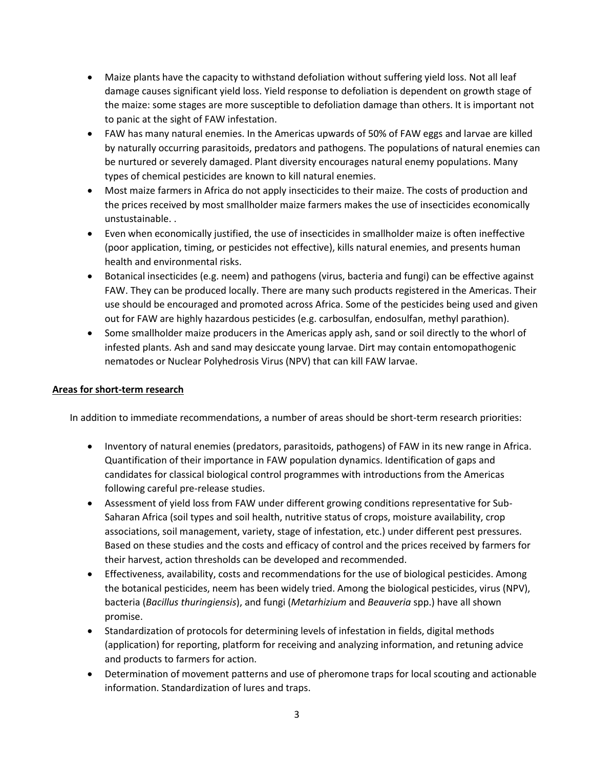- Maize plants have the capacity to withstand defoliation without suffering yield loss. Not all leaf damage causes significant yield loss. Yield response to defoliation is dependent on growth stage of the maize: some stages are more susceptible to defoliation damage than others. It is important not to panic at the sight of FAW infestation.
- FAW has many natural enemies. In the Americas upwards of 50% of FAW eggs and larvae are killed by naturally occurring parasitoids, predators and pathogens. The populations of natural enemies can be nurtured or severely damaged. Plant diversity encourages natural enemy populations. Many types of chemical pesticides are known to kill natural enemies.
- Most maize farmers in Africa do not apply insecticides to their maize. The costs of production and the prices received by most smallholder maize farmers makes the use of insecticides economically unstustainable. .
- Even when economically justified, the use of insecticides in smallholder maize is often ineffective (poor application, timing, or pesticides not effective), kills natural enemies, and presents human health and environmental risks.
- Botanical insecticides (e.g. neem) and pathogens (virus, bacteria and fungi) can be effective against FAW. They can be produced locally. There are many such products registered in the Americas. Their use should be encouraged and promoted across Africa. Some of the pesticides being used and given out for FAW are highly hazardous pesticides (e.g. carbosulfan, endosulfan, methyl parathion).
- Some smallholder maize producers in the Americas apply ash, sand or soil directly to the whorl of infested plants. Ash and sand may desiccate young larvae. Dirt may contain entomopathogenic nematodes or Nuclear Polyhedrosis Virus (NPV) that can kill FAW larvae.

**Areas for short-term research**

In addition to immediate recommendations, a number of areas should be short-term research priorities:

- Inventory of natural enemies (predators, parasitoids, pathogens) of FAW in its new range in Africa. Quantification of their importance in FAW population dynamics. Identification of gaps and candidates for classical biological control programmes with introductions from the Americas following careful pre-release studies.
- Assessment of yield loss from FAW under different growing conditions representative for Sub-Saharan Africa (soil types and soil health, nutritive status of crops, moisture availability, crop associations, soil management, variety, stage of infestation, etc.) under different pest pressures. Based on these studies and the costs and efficacy of control and the prices received by farmers for their harvest, action thresholds can be developed and recommended.
- Effectiveness, availability, costs and recommendations for the use of biological pesticides. Among the botanical pesticides, neem has been widely tried. Among the biological pesticides, virus (NPV), bacteria (*Bacillus thuringiensis*), and fungi (*Metarhizium* and *Beauveria* spp.) have all shown promise.
- Standardization of protocols for determining levels of infestation in fields, digital methods (application) for reporting, platform for receiving and analyzing information, and retuning advice and products to farmers for action.
- Determination of movement patterns and use of pheromone traps for local scouting and actionable information. Standardization of lures and traps.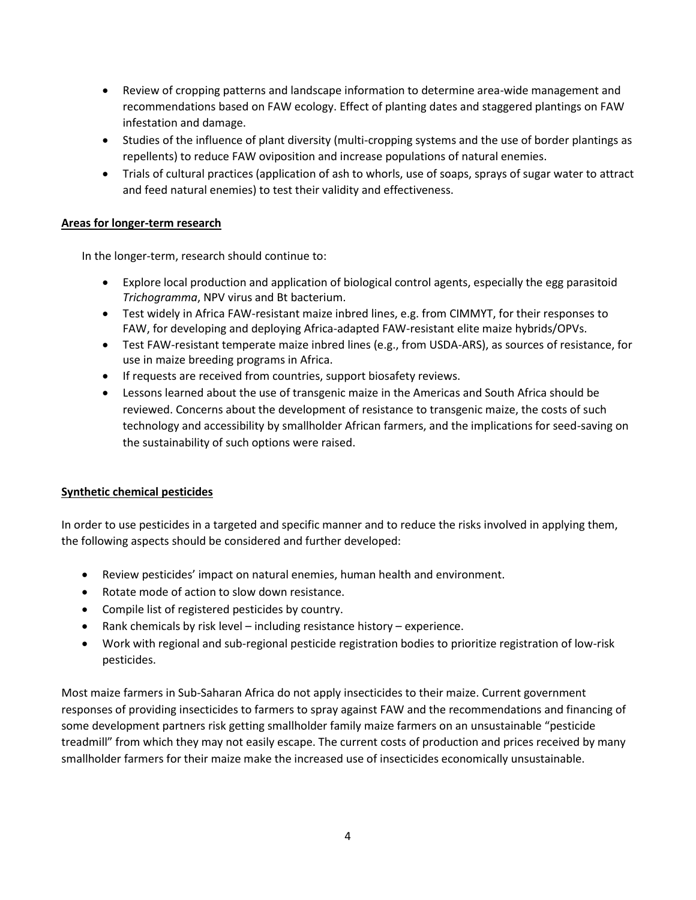- Review of cropping patterns and landscape information to determine area-wide management and recommendations based on FAW ecology. Effect of planting dates and staggered plantings on FAW infestation and damage.
- Studies of the influence of plant diversity (multi-cropping systems and the use of border plantings as repellents) to reduce FAW oviposition and increase populations of natural enemies.
- Trials of cultural practices (application of ash to whorls, use of soaps, sprays of sugar water to attract and feed natural enemies) to test their validity and effectiveness.

**Areas for longer-term research**

In the longer-term, research should continue to:

- Explore local production and application of biological control agents, especially the egg parasitoid *Trichogramma*, NPV virus and Bt bacterium.
- Test widely in Africa FAW-resistant maize inbred lines, e.g. from CIMMYT, for their responses to FAW, for developing and deploying Africa-adapted FAW-resistant elite maize hybrids/OPVs.
- Test FAW-resistant temperate maize inbred lines (e.g., from USDA-ARS), as sources of resistance, for use in maize breeding programs in Africa.
- If requests are received from countries, support biosafety reviews.
- Lessons learned about the use of transgenic maize in the Americas and South Africa should be reviewed. Concerns about the development of resistance to transgenic maize, the costs of such technology and accessibility by smallholder African farmers, and the implications for seed-saving on the sustainability of such options were raised.

**Synthetic chemical pesticides**

In order to use pesticides in a targeted and specific manner and to reduce the risks involved in applying them, the following aspects should be considered and further developed:

- Review pesticides' impact on natural enemies, human health and environment.
- Rotate mode of action to slow down resistance.
- Compile list of registered pesticides by country.
- Rank chemicals by risk level – including resistance history – experience.
- Work with regional and sub-regional pesticide registration bodies to prioritize registration of low-risk pesticides.

Most maize farmers in Sub-Saharan Africa do not apply insecticides to their maize. Current government responses of providing insecticides to farmers to spray against FAW and the recommendations and financing of some development partners risk getting smallholder family maize farmers on an unsustainable "pesticide treadmill" from which they may not easily escape. The current costs of production and prices received by many smallholder farmers for their maize make the increased use of insecticides economically unsustainable.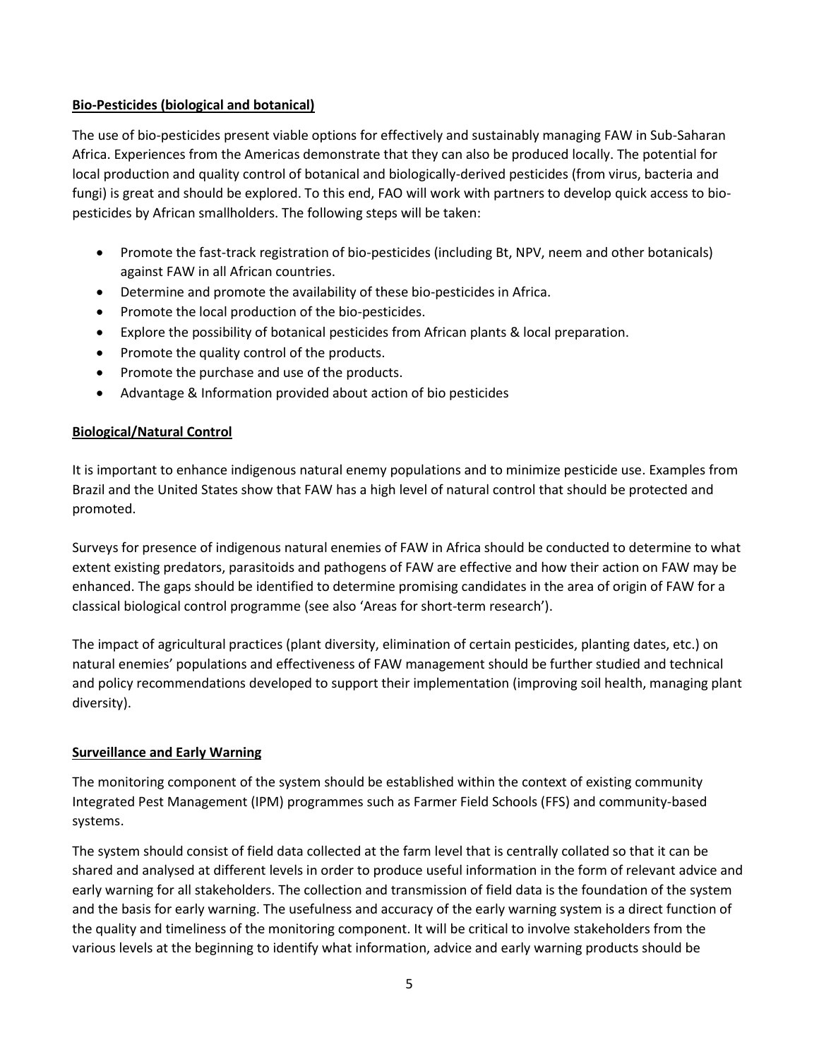**Bio-Pesticides (biological and botanical)**

The use of bio-pesticides present viable options for effectively and sustainably managing FAW in Sub-Saharan Africa. Experiences from the Americas demonstrate that they can also be produced locally. The potential for local production and quality control of botanical and biologically-derived pesticides (from virus, bacteria and fungi) is great and should be explored. To this end, FAO will work with partners to develop quick access to bio-pesticides by African smallholders. The following steps will be taken:

- Promote the fast-track registration of bio-pesticides (including Bt, NPV, neem and other botanicals) against FAW in all African countries.
- Determine and promote the availability of these bio-pesticides in Africa.
- Promote the local production of the bio-pesticides.
- Explore the possibility of botanical pesticides from African plants & local preparation.
- Promote the quality control of the products.
- Promote the purchase and use of the products.
- Advantage & Information provided about action of bio pesticides

**Biological/Natural Control**

It is important to enhance indigenous natural enemy populations and to minimize pesticide use. Examples from Brazil and the United States show that FAW has a high level of natural control that should be protected and promoted.

Surveys for presence of indigenous natural enemies of FAW in Africa should be conducted to determine to what extent existing predators, parasitoids and pathogens of FAW are effective and how their action on FAW may be enhanced. The gaps should be identified to determine promising candidates in the area of origin of FAW for a classical biological control programme (see also 'Areas for short-term research').

The impact of agricultural practices (plant diversity, elimination of certain pesticides, planting dates, etc.) on natural enemies' populations and effectiveness of FAW management should be further studied and technical and policy recommendations developed to support their implementation (improving soil health, managing plant diversity).

**Surveillance and Early Warning**

The monitoring component of the system should be established within the context of existing community Integrated Pest Management (IPM) programmes such as Farmer Field Schools (FFS) and community-based systems.

The system should consist of field data collected at the farm level that is centrally collated so that it can be shared and analysed at different levels in order to produce useful information in the form of relevant advice and early warning for all stakeholders. The collection and transmission of field data is the foundation of the system and the basis for early warning. The usefulness and accuracy of the early warning system is a direct function of the quality and timeliness of the monitoring component. It will be critical to involve stakeholders from the various levels at the beginning to identify what information, advice and early warning products should be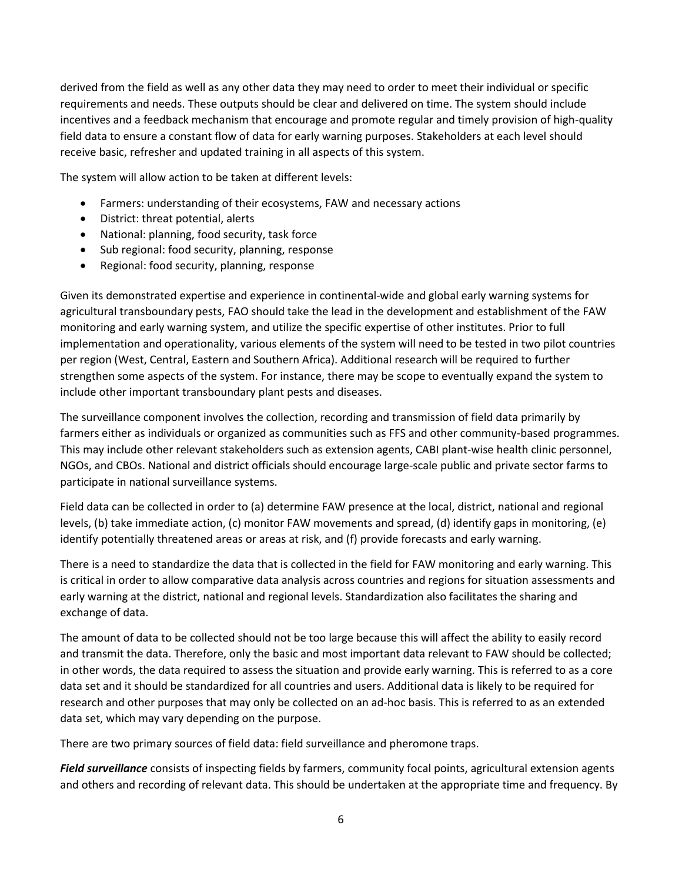derived from the field as well as any other data they may need to order to meet their individual or specific requirements and needs. These outputs should be clear and delivered on time. The system should include incentives and a feedback mechanism that encourage and promote regular and timely provision of high-quality field data to ensure a constant flow of data for early warning purposes. Stakeholders at each level should receive basic, refresher and updated training in all aspects of this system.

The system will allow action to be taken at different levels:

- Farmers: understanding of their ecosystems, FAW and necessary actions
- District: threat potential, alerts
- National: planning, food security, task force
- Sub regional: food security, planning, response
- Regional: food security, planning, response

Given its demonstrated expertise and experience in continental-wide and global early warning systems for agricultural transboundary pests, FAO should take the lead in the development and establishment of the FAW monitoring and early warning system, and utilize the specific expertise of other institutes. Prior to full implementation and operationality, various elements of the system will need to be tested in two pilot countries per region (West, Central, Eastern and Southern Africa). Additional research will be required to further strengthen some aspects of the system. For instance, there may be scope to eventually expand the system to include other important transboundary plant pests and diseases.

The surveillance component involves the collection, recording and transmission of field data primarily by farmers either as individuals or organized as communities such as FFS and other community-based programmes. This may include other relevant stakeholders such as extension agents, CABI plant-wise health clinic personnel, NGOs, and CBOs. National and district officials should encourage large-scale public and private sector farms to participate in national surveillance systems.

Field data can be collected in order to (a) determine FAW presence at the local, district, national and regional levels, (b) take immediate action, (c) monitor FAW movements and spread, (d) identify gaps in monitoring, (e) identify potentially threatened areas or areas at risk, and (f) provide forecasts and early warning.

There is a need to standardize the data that is collected in the field for FAW monitoring and early warning. This is critical in order to allow comparative data analysis across countries and regions for situation assessments and early warning at the district, national and regional levels. Standardization also facilitates the sharing and exchange of data.

The amount of data to be collected should not be too large because this will affect the ability to easily record and transmit the data. Therefore, only the basic and most important data relevant to FAW should be collected; in other words, the data required to assess the situation and provide early warning. This is referred to as a core data set and it should be standardized for all countries and users. Additional data is likely to be required for research and other purposes that may only be collected on an ad-hoc basis. This is referred to as an extended data set, which may vary depending on the purpose.

There are two primary sources of field data: field surveillance and pheromone traps.

***Field surveillance*** consists of inspecting fields by farmers, community focal points, agricultural extension agents and others and recording of relevant data. This should be undertaken at the appropriate time and frequency. By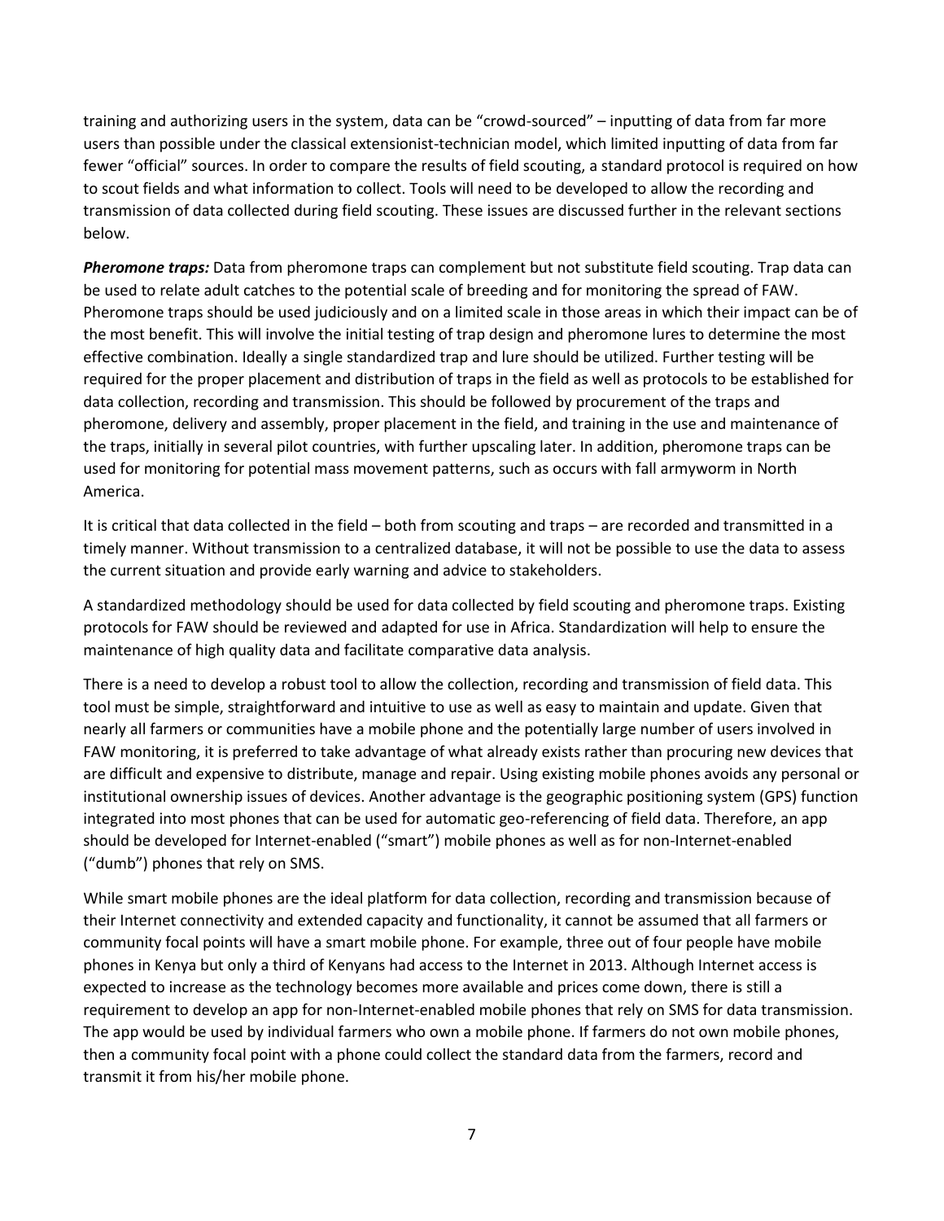training and authorizing users in the system, data can be "crowd-sourced" – inputting of data from far more users than possible under the classical extensionist-technician model, which limited inputting of data from far fewer "official" sources. In order to compare the results of field scouting, a standard protocol is required on how to scout fields and what information to collect. Tools will need to be developed to allow the recording and transmission of data collected during field scouting. These issues are discussed further in the relevant sections below.

***Pheromone traps:*** Data from pheromone traps can complement but not substitute field scouting. Trap data can be used to relate adult catches to the potential scale of breeding and for monitoring the spread of FAW. Pheromone traps should be used judiciously and on a limited scale in those areas in which their impact can be of the most benefit. This will involve the initial testing of trap design and pheromone lures to determine the most effective combination. Ideally a single standardized trap and lure should be utilized. Further testing will be required for the proper placement and distribution of traps in the field as well as protocols to be established for data collection, recording and transmission. This should be followed by procurement of the traps and pheromone, delivery and assembly, proper placement in the field, and training in the use and maintenance of the traps, initially in several pilot countries, with further upscaling later. In addition, pheromone traps can be used for monitoring for potential mass movement patterns, such as occurs with fall armyworm in North America.

It is critical that data collected in the field – both from scouting and traps – are recorded and transmitted in a timely manner. Without transmission to a centralized database, it will not be possible to use the data to assess the current situation and provide early warning and advice to stakeholders.

A standardized methodology should be used for data collected by field scouting and pheromone traps. Existing protocols for FAW should be reviewed and adapted for use in Africa. Standardization will help to ensure the maintenance of high quality data and facilitate comparative data analysis.

There is a need to develop a robust tool to allow the collection, recording and transmission of field data. This tool must be simple, straightforward and intuitive to use as well as easy to maintain and update. Given that nearly all farmers or communities have a mobile phone and the potentially large number of users involved in FAW monitoring, it is preferred to take advantage of what already exists rather than procuring new devices that are difficult and expensive to distribute, manage and repair. Using existing mobile phones avoids any personal or institutional ownership issues of devices. Another advantage is the geographic positioning system (GPS) function integrated into most phones that can be used for automatic geo-referencing of field data. Therefore, an app should be developed for Internet-enabled ("smart") mobile phones as well as for non-Internet-enabled ("dumb") phones that rely on SMS.

While smart mobile phones are the ideal platform for data collection, recording and transmission because of their Internet connectivity and extended capacity and functionality, it cannot be assumed that all farmers or community focal points will have a smart mobile phone. For example, three out of four people have mobile phones in Kenya but only a third of Kenyans had access to the Internet in 2013. Although Internet access is expected to increase as the technology becomes more available and prices come down, there is still a requirement to develop an app for non-Internet-enabled mobile phones that rely on SMS for data transmission. The app would be used by individual farmers who own a mobile phone. If farmers do not own mobile phones, then a community focal point with a phone could collect the standard data from the farmers, record and transmit it from his/her mobile phone.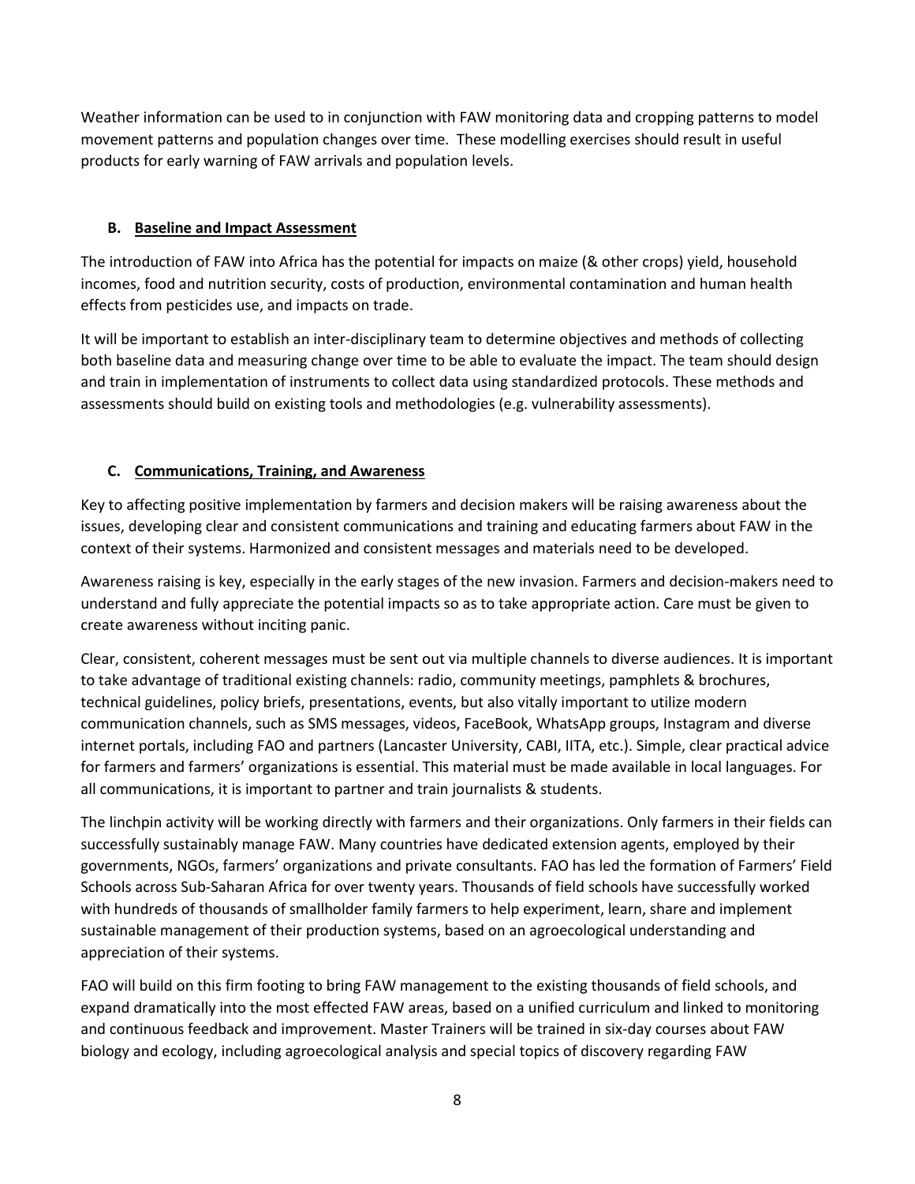Weather information can be used to in conjunction with FAW monitoring data and cropping patterns to model movement patterns and population changes over time. These modelling exercises should result in useful products for early warning of FAW arrivals and population levels.

### B. Baseline and Impact Assessment

The introduction of FAW into Africa has the potential for impacts on maize (& other crops) yield, household incomes, food and nutrition security, costs of production, environmental contamination and human health effects from pesticides use, and impacts on trade.

It will be important to establish an inter-disciplinary team to determine objectives and methods of collecting both baseline data and measuring change over time to be able to evaluate the impact. The team should design and train in implementation of instruments to collect data using standardized protocols. These methods and assessments should build on existing tools and methodologies (e.g. vulnerability assessments).

### C. Communications, Training, and Awareness

Key to affecting positive implementation by farmers and decision makers will be raising awareness about the issues, developing clear and consistent communications and training and educating farmers about FAW in the context of their systems. Harmonized and consistent messages and materials need to be developed.

Awareness raising is key, especially in the early stages of the new invasion. Farmers and decision-makers need to understand and fully appreciate the potential impacts so as to take appropriate action. Care must be given to create awareness without inciting panic.

Clear, consistent, coherent messages must be sent out via multiple channels to diverse audiences. It is important to take advantage of traditional existing channels: radio, community meetings, pamphlets & brochures, technical guidelines, policy briefs, presentations, events, but also vitally important to utilize modern communication channels, such as SMS messages, videos, FaceBook, WhatsApp groups, Instagram and diverse internet portals, including FAO and partners (Lancaster University, CABI, IITA, etc.). Simple, clear practical advice for farmers and farmers' organizations is essential. This material must be made available in local languages. For all communications, it is important to partner and train journalists & students.

The linchpin activity will be working directly with farmers and their organizations. Only farmers in their fields can successfully sustainably manage FAW. Many countries have dedicated extension agents, employed by their governments, NGOs, farmers' organizations and private consultants. FAO has led the formation of Farmers' Field Schools across Sub-Saharan Africa for over twenty years. Thousands of field schools have successfully worked with hundreds of thousands of smallholder family farmers to help experiment, learn, share and implement sustainable management of their production systems, based on an agroecological understanding and appreciation of their systems.

FAO will build on this firm footing to bring FAW management to the existing thousands of field schools, and expand dramatically into the most effected FAW areas, based on a unified curriculum and linked to monitoring and continuous feedback and improvement. Master Trainers will be trained in six-day courses about FAW biology and ecology, including agroecological analysis and special topics of discovery regarding FAW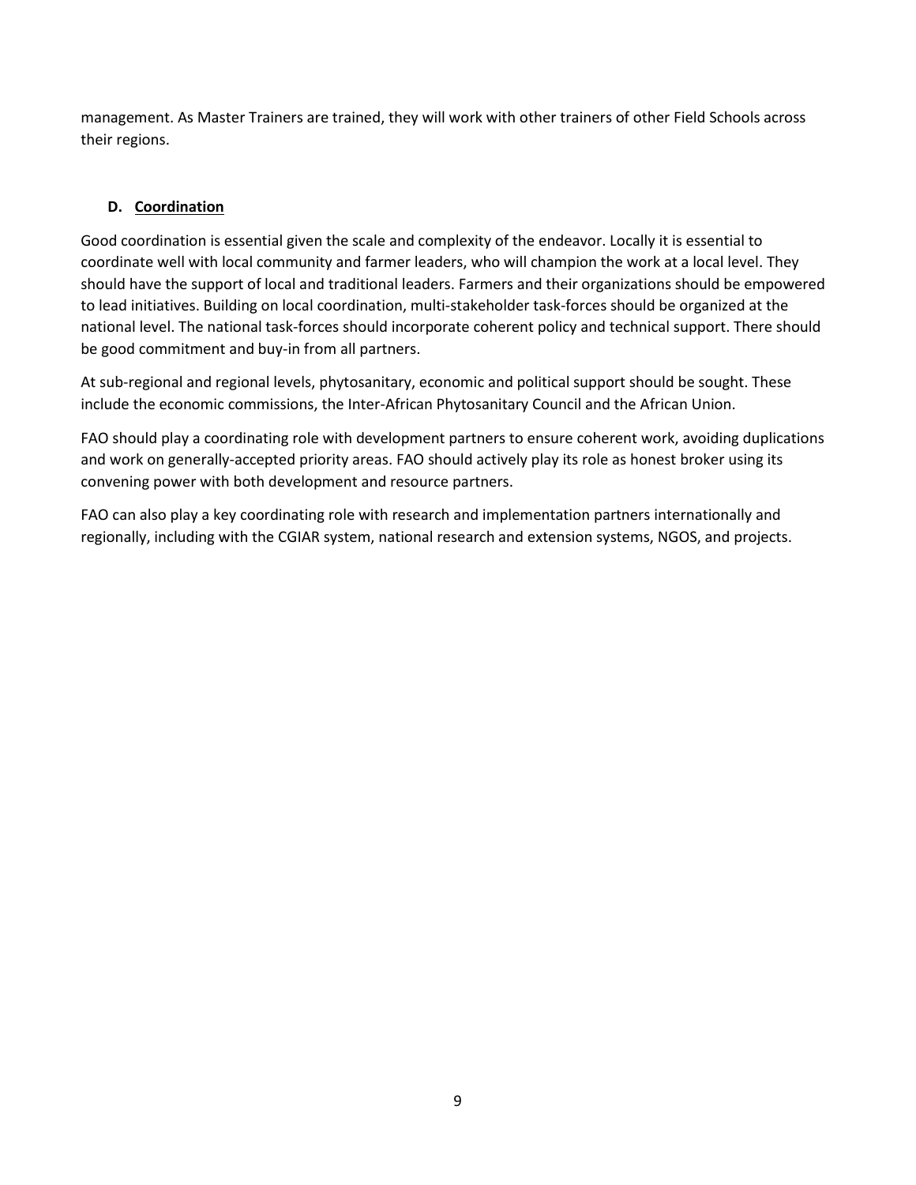management. As Master Trainers are trained, they will work with other trainers of other Field Schools across their regions.

### D. **Coordination**

Good coordination is essential given the scale and complexity of the endeavor. Locally it is essential to coordinate well with local community and farmer leaders, who will champion the work at a local level. They should have the support of local and traditional leaders. Farmers and their organizations should be empowered to lead initiatives. Building on local coordination, multi-stakeholder task-forces should be organized at the national level. The national task-forces should incorporate coherent policy and technical support. There should be good commitment and buy-in from all partners.

At sub-regional and regional levels, phytosanitary, economic and political support should be sought. These include the economic commissions, the Inter-African Phytosanitary Council and the African Union.

FAO should play a coordinating role with development partners to ensure coherent work, avoiding duplications and work on generally-accepted priority areas. FAO should actively play its role as honest broker using its convening power with both development and resource partners.

FAO can also play a key coordinating role with research and implementation partners internationally and regionally, including with the CGIAR system, national research and extension systems, NGOS, and projects.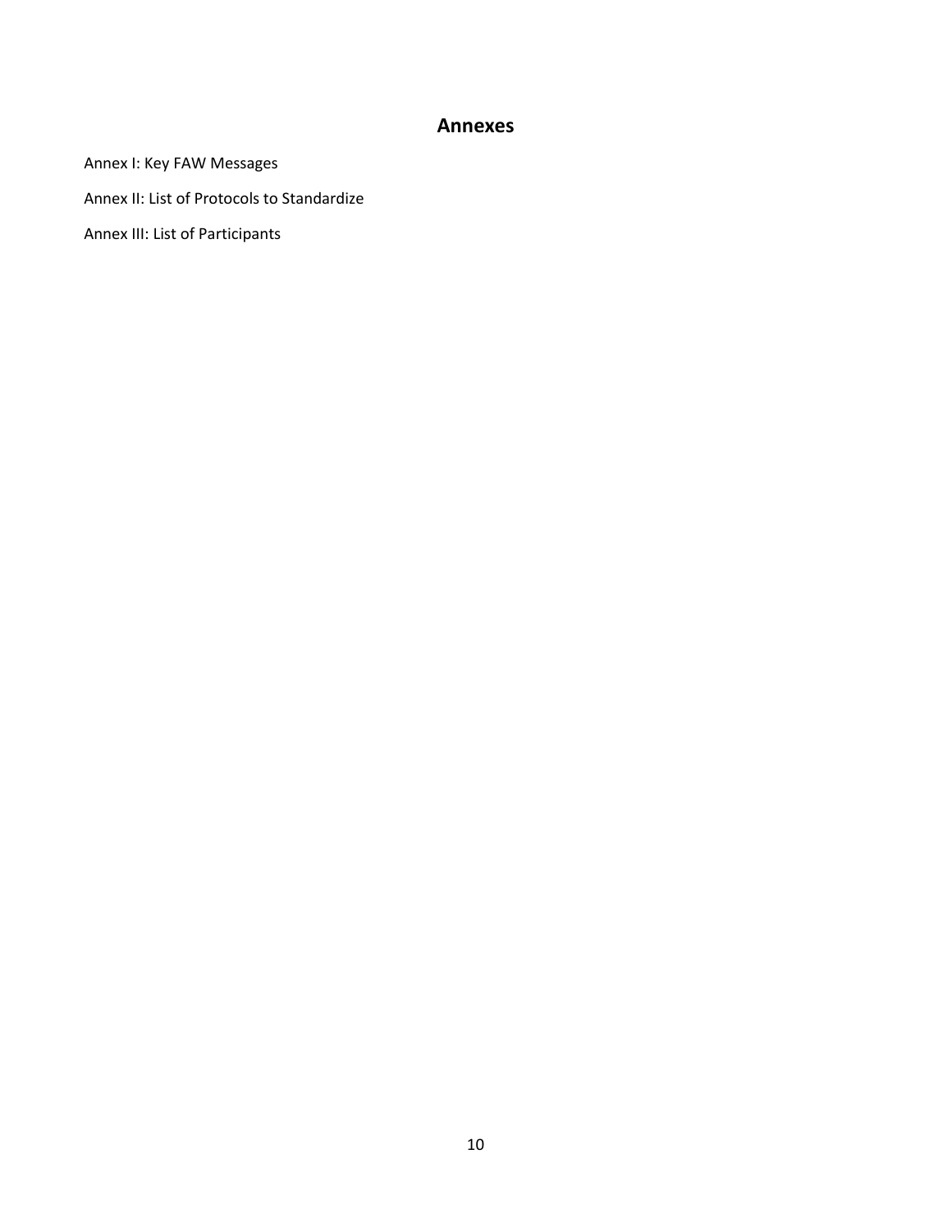# Annexes

Annex I: Key FAW Messages

Annex II: List of Protocols to Standardize

Annex III: List of Participants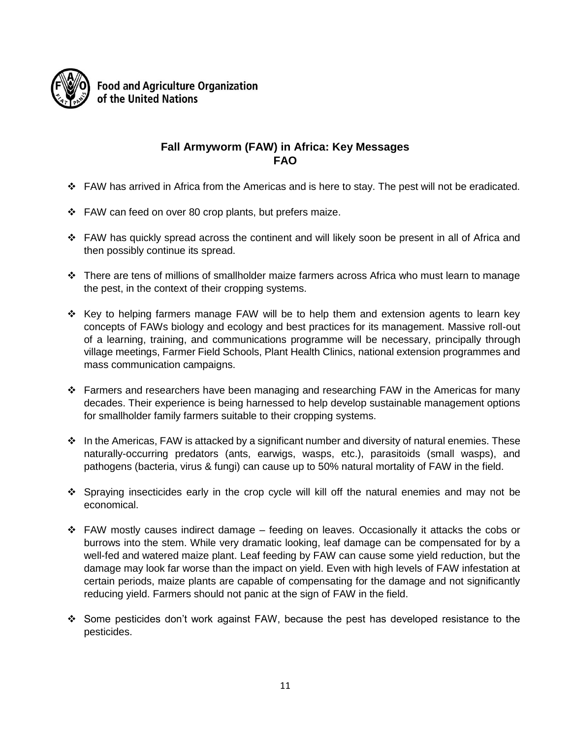Food and Agriculture Organization of the United Nations

## Fall Armyworm (FAW) in Africa: Key Messages
## FAO

- FAW has arrived in Africa from the Americas and is here to stay. The pest will not be eradicated.
- FAW can feed on over 80 crop plants, but prefers maize.
- FAW has quickly spread across the continent and will likely soon be present in all of Africa and then possibly continue its spread.
- There are tens of millions of smallholder maize farmers across Africa who must learn to manage the pest, in the context of their cropping systems.
- Key to helping farmers manage FAW will be to help them and extension agents to learn key concepts of FAWs biology and ecology and best practices for its management. Massive roll-out of a learning, training, and communications programme will be necessary, principally through village meetings, Farmer Field Schools, Plant Health Clinics, national extension programmes and mass communication campaigns.
- Farmers and researchers have been managing and researching FAW in the Americas for many decades. Their experience is being harnessed to help develop sustainable management options for smallholder family farmers suitable to their cropping systems.
- In the Americas, FAW is attacked by a significant number and diversity of natural enemies. These naturally-occurring predators (ants, earwigs, wasps, etc.), parasitoids (small wasps), and pathogens (bacteria, virus & fungi) can cause up to 50% natural mortality of FAW in the field.
- Spraying insecticides early in the crop cycle will kill off the natural enemies and may not be economical.
- FAW mostly causes indirect damage – feeding on leaves. Occasionally it attacks the cobs or burrows into the stem. While very dramatic looking, leaf damage can be compensated for by a well-fed and watered maize plant. Leaf feeding by FAW can cause some yield reduction, but the damage may look far worse than the impact on yield. Even with high levels of FAW infestation at certain periods, maize plants are capable of compensating for the damage and not significantly reducing yield. Farmers should not panic at the sign of FAW in the field.
- Some pesticides don't work against FAW, because the pest has developed resistance to the pesticides.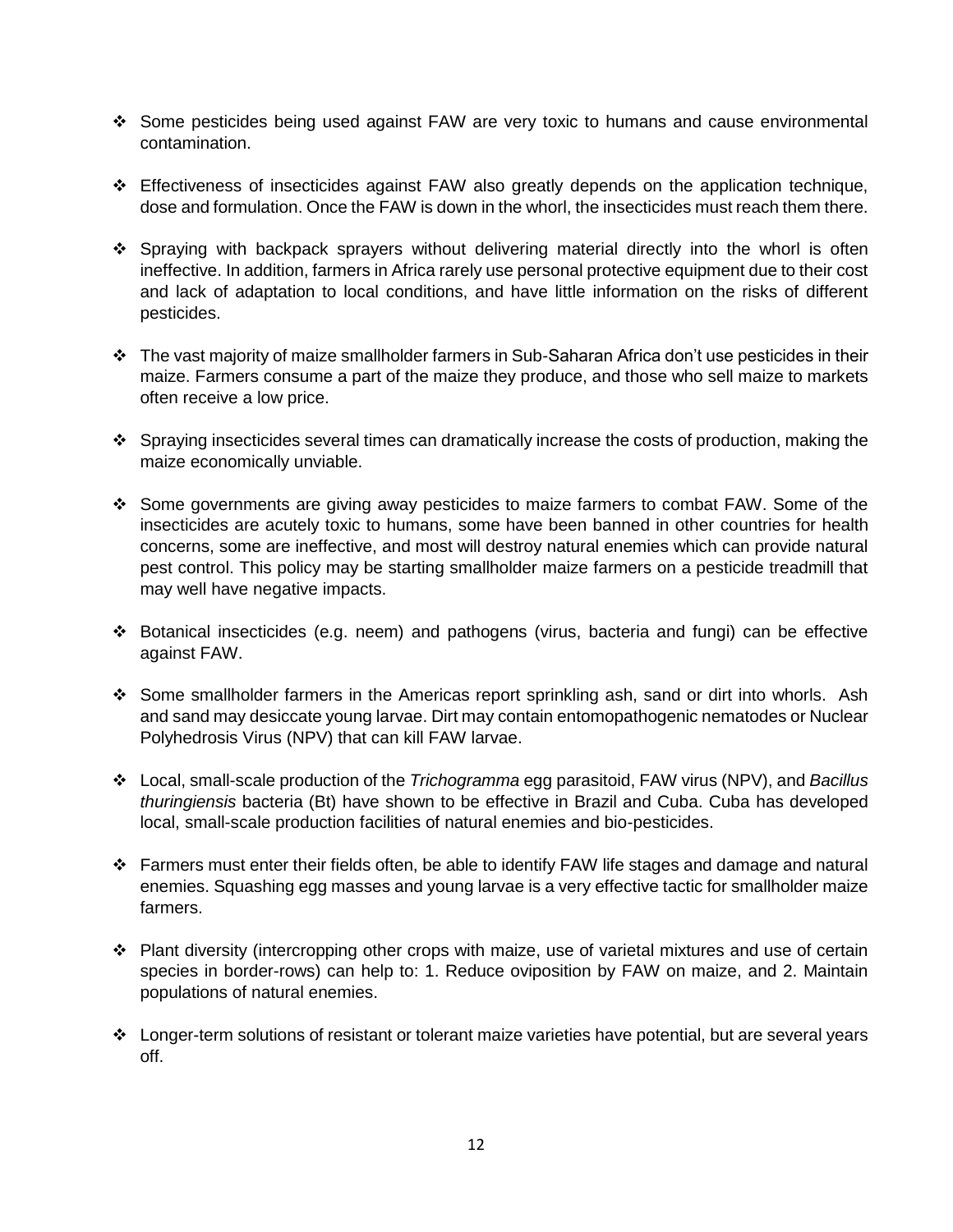- Some pesticides being used against FAW are very toxic to humans and cause environmental contamination.

- Effectiveness of insecticides against FAW also greatly depends on the application technique, dose and formulation. Once the FAW is down in the whorl, the insecticides must reach them there.

- Spraying with backpack sprayers without delivering material directly into the whorl is often ineffective. In addition, farmers in Africa rarely use personal protective equipment due to their cost and lack of adaptation to local conditions, and have little information on the risks of different pesticides.

- The vast majority of maize smallholder farmers in Sub-Saharan Africa don't use pesticides in their maize. Farmers consume a part of the maize they produce, and those who sell maize to markets often receive a low price.

- Spraying insecticides several times can dramatically increase the costs of production, making the maize economically unviable.

- Some governments are giving away pesticides to maize farmers to combat FAW. Some of the insecticides are acutely toxic to humans, some have been banned in other countries for health concerns, some are ineffective, and most will destroy natural enemies which can provide natural pest control. This policy may be starting smallholder maize farmers on a pesticide treadmill that may well have negative impacts.

- Botanical insecticides (e.g. neem) and pathogens (virus, bacteria and fungi) can be effective against FAW.

- Some smallholder farmers in the Americas report sprinkling ash, sand or dirt into whorls. Ash and sand may desiccate young larvae. Dirt may contain entomopathogenic nematodes or Nuclear Polyhedrosis Virus (NPV) that can kill FAW larvae.

- Local, small-scale production of the *Trichogramma* egg parasitoid, FAW virus (NPV), and *Bacillus thuringiensis* bacteria (Bt) have shown to be effective in Brazil and Cuba. Cuba has developed local, small-scale production facilities of natural enemies and bio-pesticides.

- Farmers must enter their fields often, be able to identify FAW life stages and damage and natural enemies. Squashing egg masses and young larvae is a very effective tactic for smallholder maize farmers.

- Plant diversity (intercropping other crops with maize, use of varietal mixtures and use of certain species in border-rows) can help to: 1. Reduce oviposition by FAW on maize, and 2. Maintain populations of natural enemies.

- Longer-term solutions of resistant or tolerant maize varieties have potential, but are several years off.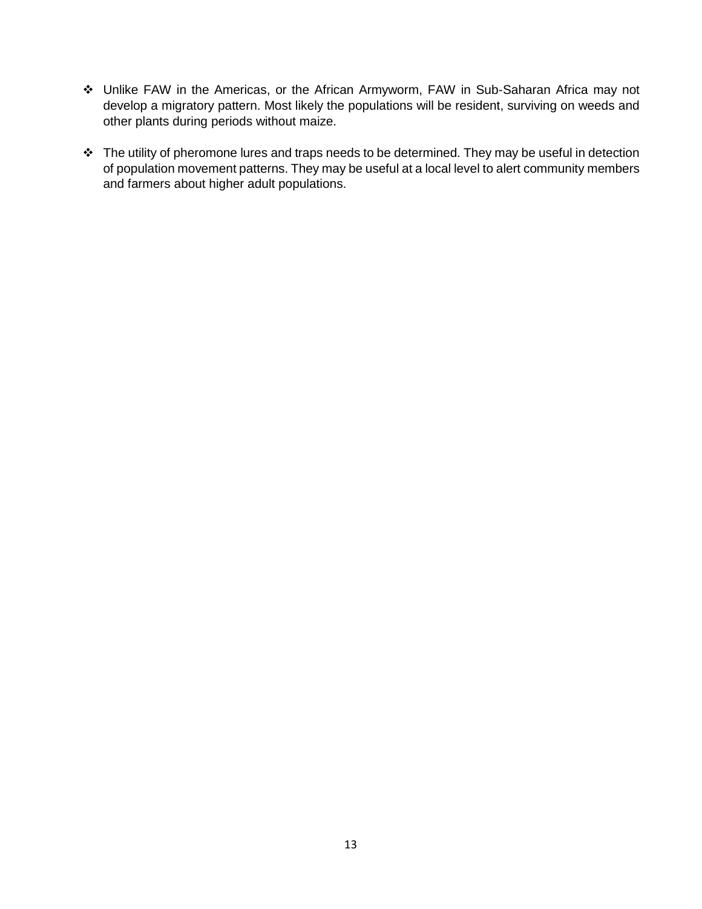- Unlike FAW in the Americas, or the African Armyworm, FAW in Sub-Saharan Africa may not develop a migratory pattern. Most likely the populations will be resident, surviving on weeds and other plants during periods without maize.

- The utility of pheromone lures and traps needs to be determined. They may be useful in detection of population movement patterns. They may be useful at a local level to alert community members and farmers about higher adult populations.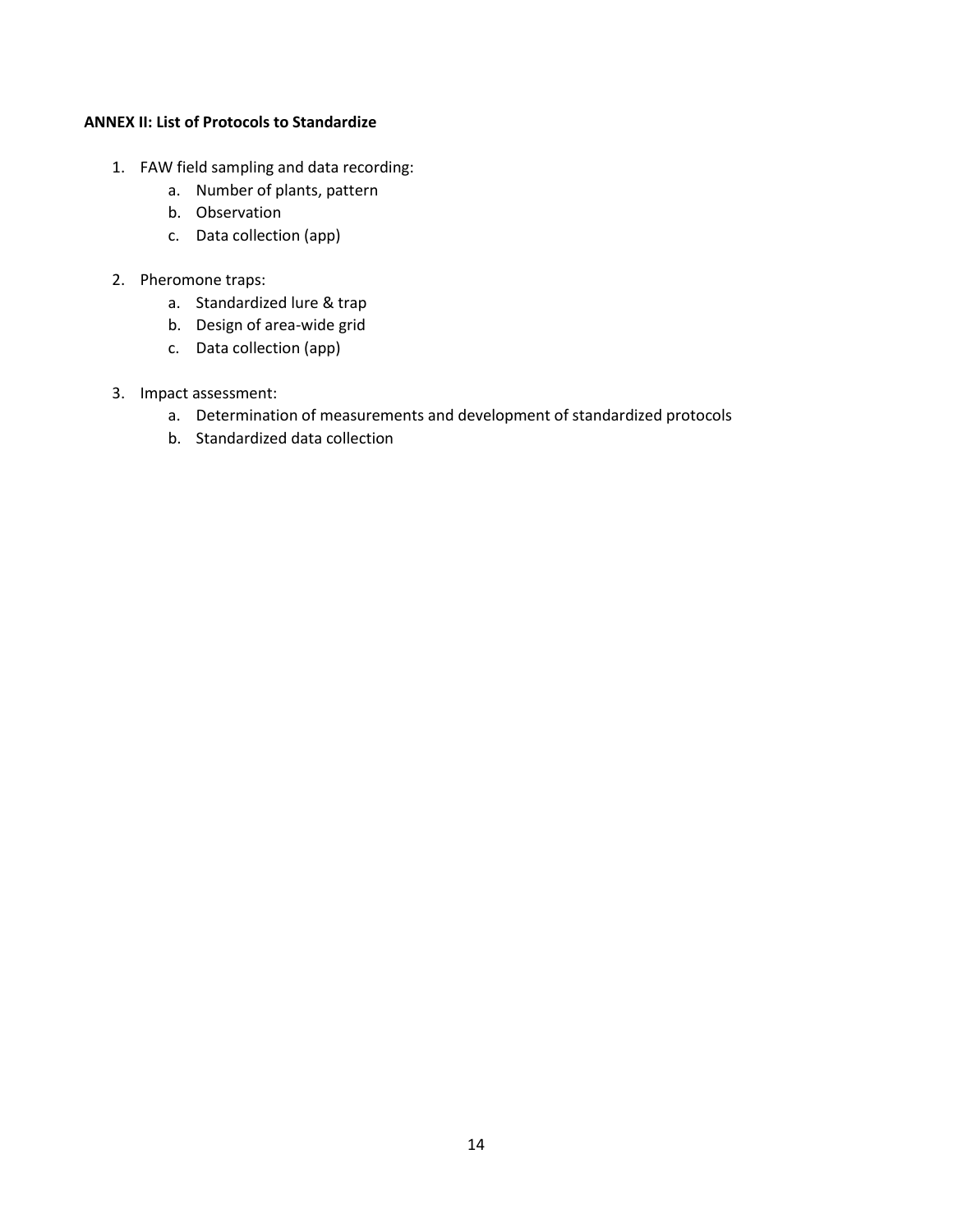**ANNEX II: List of Protocols to Standardize**

1. FAW field sampling and data recording:
    a. Number of plants, pattern
    b. Observation
    c. Data collection (app)

2. Pheromone traps:
    a. Standardized lure & trap
    b. Design of area-wide grid
    c. Data collection (app)

3. Impact assessment:
    a. Determination of measurements and development of standardized protocols
    b. Standardized data collection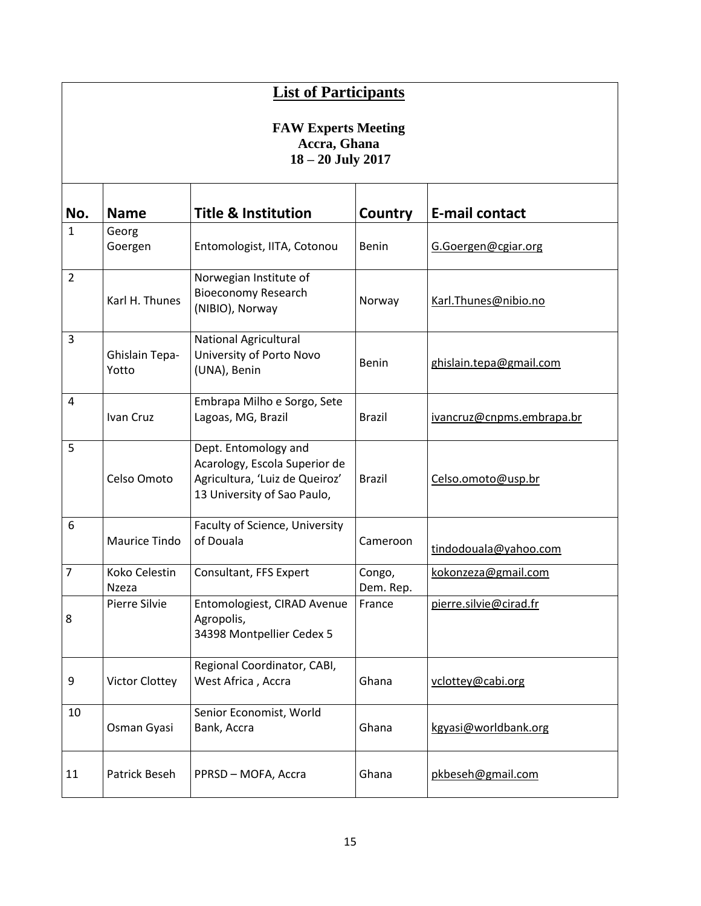## List of Participants

**FAW Experts Meeting**
**Accra, Ghana**
**18 – 20 July 2017**

| No. | Name | Title & Institution | Country | E-mail contact |
|---|---|---|---|---|
| 1 | Georg Goergen | Entomologist, IITA, Cotonou | Benin | G.Goergen@cgiar.org |
| 2 | Karl H. Thunes | Norwegian Institute of Bioeconomy Research (NIBIO), Norway | Norway | Karl.Thunes@nibio.no |
| 3 | Ghislain Tepa-Yotto | National Agricultural University of Porto Novo (UNA), Benin | Benin | ghislain.tepa@gmail.com |
| 4 | Ivan Cruz | Embrapa Milho e Sorgo, Sete Lagoas, MG, Brazil | Brazil | ivancruz@cnpms.embrapa.br |
| 5 | Celso Omoto | Dept. Entomology and Acarology, Escola Superior de Agricultura, 'Luiz de Queiroz' 13 University of Sao Paulo, | Brazil | Celso.omoto@usp.br |
| 6 | Maurice Tindo | Faculty of Science, University of Douala | Cameroon | tindodouala@yahoo.com |
| 7 | Koko Celestin Nzeza | Consultant, FFS Expert | Congo, Dem. Rep. | kokonzeza@gmail.com |
| 8 | Pierre Silvie | Entomologiest, CIRAD Avenue Agropolis, 34398 Montpellier Cedex 5 | France | pierre.silvie@cirad.fr |
| 9 | Victor Clottey | Regional Coordinator, CABI, West Africa , Accra | Ghana | vclottey@cabi.org |
| 10 | Osman Gyasi | Senior Economist, World Bank, Accra | Ghana | kgyasi@worldbank.org |
| 11 | Patrick Beseh | PPRSD – MOFA, Accra | Ghana | pkbeseh@gmail.com |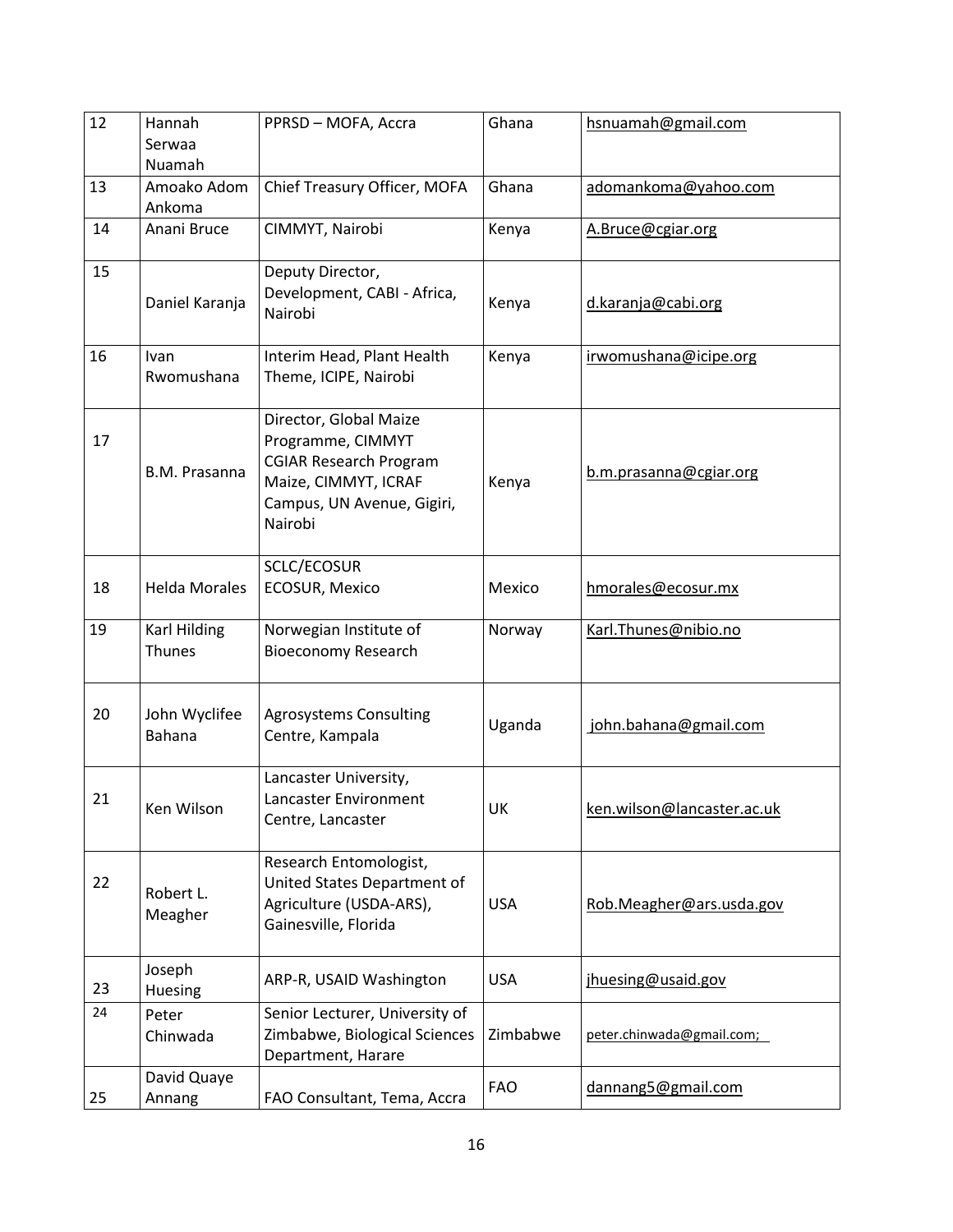| | | | | |
|---|---|---|---|---|
| 12 | Hannah Serwaa Nuamah | PPRSD – MOFA, Accra | Ghana | hsnuamah@gmail.com |
| 13 | Amoako Adom Ankoma | Chief Treasury Officer, MOFA | Ghana | adomankoma@yahoo.com |
| 14 | Anani Bruce | CIMMYT, Nairobi | Kenya | A.Bruce@cgiar.org |
| 15 | Daniel Karanja | Deputy Director, Development, CABI - Africa, Nairobi | Kenya | d.karanja@cabi.org |
| 16 | Ivan Rwomushana | Interim Head, Plant Health Theme, ICIPE, Nairobi | Kenya | irwomushana@icipe.org |
| 17 | B.M. Prasanna | Director, Global Maize Programme, CIMMYT CGIAR Research Program Maize, CIMMYT, ICRAF Campus, UN Avenue, Gigiri, Nairobi | Kenya | b.m.prasanna@cgiar.org |
| 18 | Helda Morales | SCLC/ECOSUR ECOSUR, Mexico | Mexico | hmorales@ecosur.mx |
| 19 | Karl Hilding Thunes | Norwegian Institute of Bioeconomy Research | Norway | Karl.Thunes@nibio.no |
| 20 | John Wyclifee Bahana | Agrosystems Consulting Centre, Kampala | Uganda | john.bahana@gmail.com |
| 21 | Ken Wilson | Lancaster University, Lancaster Environment Centre, Lancaster | UK | ken.wilson@lancaster.ac.uk |
| 22 | Robert L. Meagher | Research Entomologist, United States Department of Agriculture (USDA-ARS), Gainesville, Florida | USA | Rob.Meagher@ars.usda.gov |
| 23 | Joseph Huesing | ARP-R, USAID Washington | USA | jhuesing@usaid.gov |
| 24 | Peter Chinwada | Senior Lecturer, University of Zimbabwe, Biological Sciences Department, Harare | Zimbabwe | peter.chinwada@gmail.com; |
| 25 | David Quaye Annang | FAO Consultant, Tema, Accra | FAO | dannang5@gmail.com |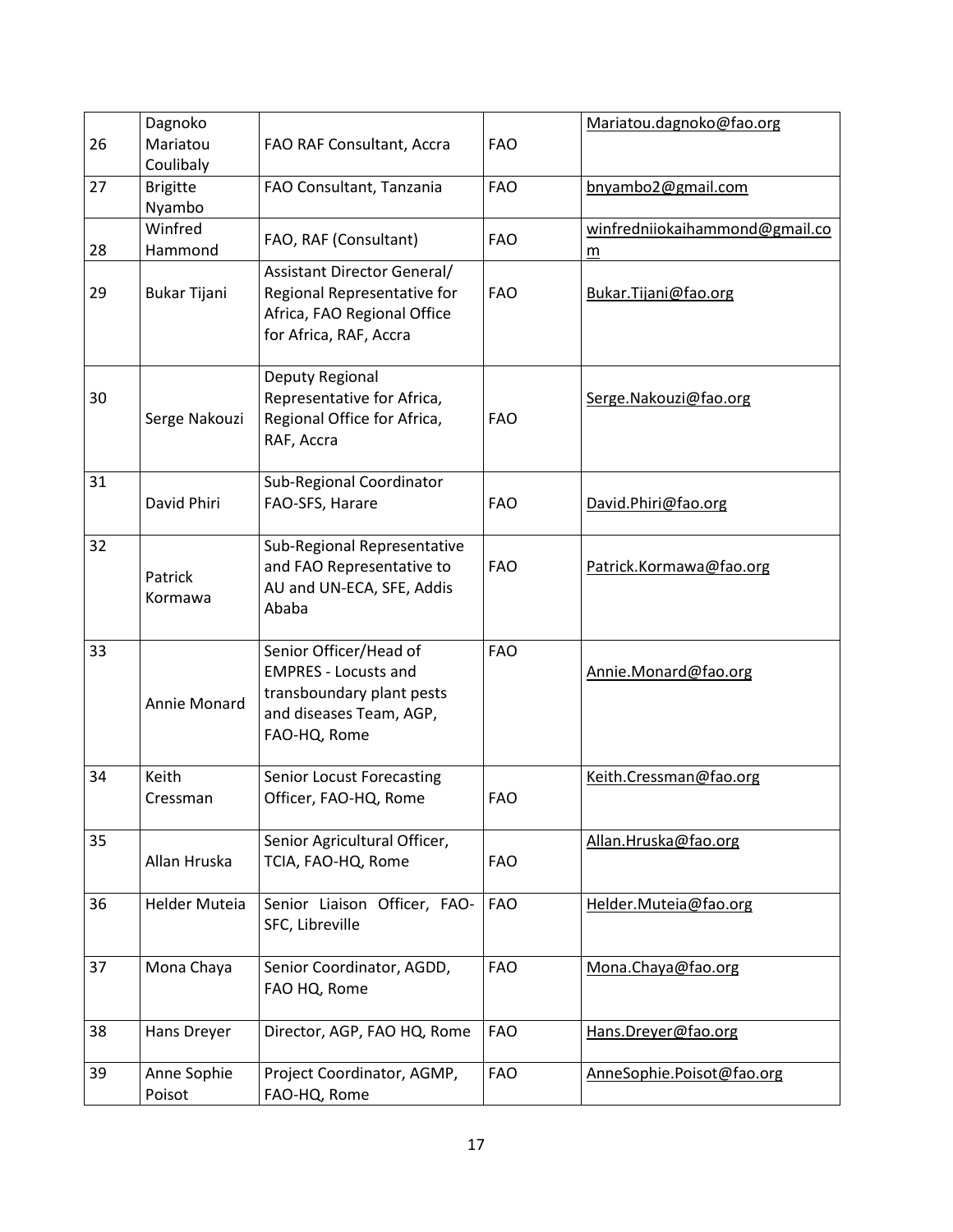| 26 | Dagnoko Mariatou Coulibaly | FAO RAF Consultant, Accra | FAO | Mariatou.dagnoko@fao.org |
|---|---|---|---|---|
| 27 | Brigitte Nyambo | FAO Consultant, Tanzania | FAO | bnyambo2@gmail.com |
| 28 | Winfred Hammond | FAO, RAF (Consultant) | FAO | winfredniiokaihammond@gmail.com |
| 29 | Bukar Tijani | Assistant Director General/ Regional Representative for Africa, FAO Regional Office for Africa, RAF, Accra | FAO | Bukar.Tijani@fao.org |
| 30 | Serge Nakouzi | Deputy Regional Representative for Africa, Regional Office for Africa, RAF, Accra | FAO | Serge.Nakouzi@fao.org |
| 31 | David Phiri | Sub-Regional Coordinator FAO-SFS, Harare | FAO | David.Phiri@fao.org |
| 32 | Patrick Kormawa | Sub-Regional Representative and FAO Representative to AU and UN-ECA, SFE, Addis Ababa | FAO | Patrick.Kormawa@fao.org |
| 33 | Annie Monard | Senior Officer/Head of EMPRES - Locusts and transboundary plant pests and diseases Team, AGP, FAO-HQ, Rome | FAO | Annie.Monard@fao.org |
| 34 | Keith Cressman | Senior Locust Forecasting Officer, FAO-HQ, Rome | FAO | Keith.Cressman@fao.org |
| 35 | Allan Hruska | Senior Agricultural Officer, TCIA, FAO-HQ, Rome | FAO | Allan.Hruska@fao.org |
| 36 | Helder Muteia | Senior Liaison Officer, FAO-SFC, Libreville | FAO | Helder.Muteia@fao.org |
| 37 | Mona Chaya | Senior Coordinator, AGDD, FAO HQ, Rome | FAO | Mona.Chaya@fao.org |
| 38 | Hans Dreyer | Director, AGP, FAO HQ, Rome | FAO | Hans.Dreyer@fao.org |
| 39 | Anne Sophie Poisot | Project Coordinator, AGMP, FAO-HQ, Rome | FAO | AnneSophie.Poisot@fao.org |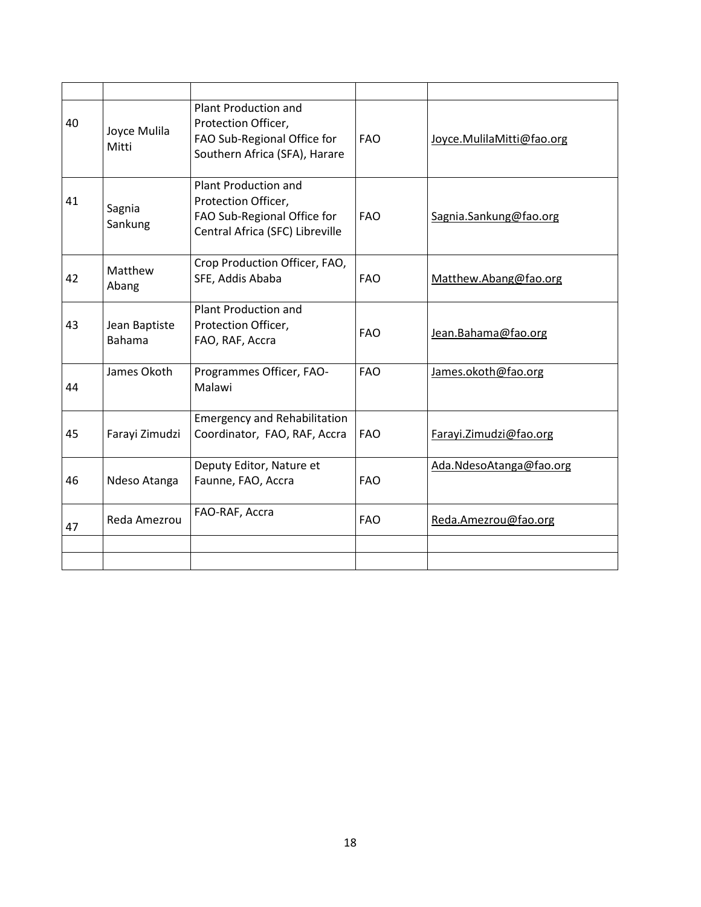| | | | | |
|---|---|---|---|---|
| 40 | Joyce Mulila Mitti | Plant Production and Protection Officer, FAO Sub-Regional Office for Southern Africa (SFA), Harare | FAO | Joyce.MulilaMitti@fao.org |
| 41 | Sagnia Sankung | Plant Production and Protection Officer, FAO Sub-Regional Office for Central Africa (SFC) Libreville | FAO | Sagnia.Sankung@fao.org |
| 42 | Matthew Abang | Crop Production Officer, FAO, SFE, Addis Ababa | FAO | Matthew.Abang@fao.org |
| 43 | Jean Baptiste Bahama | Plant Production and Protection Officer, FAO, RAF, Accra | FAO | Jean.Bahama@fao.org |
| 44 | James Okoth | Programmes Officer, FAO-Malawi | FAO | James.okoth@fao.org |
| 45 | Farayi Zimudzi | Emergency and Rehabilitation Coordinator, FAO, RAF, Accra | FAO | Farayi.Zimudzi@fao.org |
| 46 | Ndeso Atanga | Deputy Editor, Nature et Faunne, FAO, Accra | FAO | Ada.NdesoAtanga@fao.org |
| 47 | Reda Amezrou | FAO-RAF, Accra | FAO | Reda.Amezrou@fao.org |
| | | | | |
| | | | | |